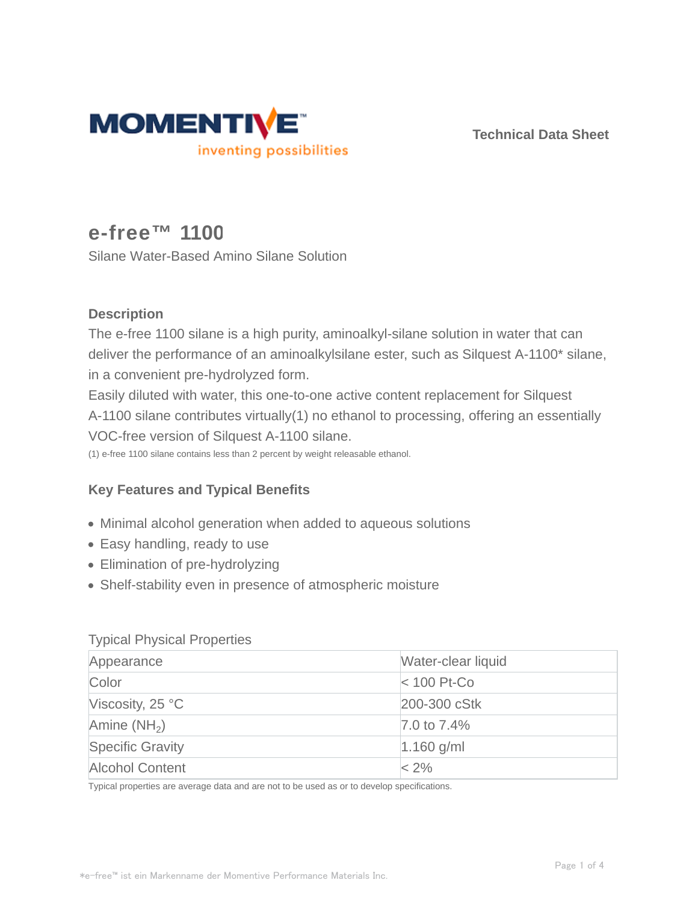Technical Data Sheet

# e-free™ 1100

Silane Water-Based Amino Silane Solution

## Description

The e-free 1100 silane is a high purity, aminoalkyl-silane solution in water that can deliver the performance of an aminoalkylsilane ester, such as Silquest A-1100* silane, in a convenient pre-hydrolyzed form.

Easily diluted with water, this one-to-one active content replacement for Silquest A-1100 silane contributes virtually(1) no ethanol to processing, offering an essentially VOC-free version of Silquest A-1100 silane.

(1) e-free 1100 silane contains less than 2 percent by weight releasable ethanol.

## Key Features and Typical Benefits

- Minimal alcohol generation when added to aqueous solutions
- Easy handling, ready to use
- Elimination of pre-hydrolyzing
- Shelf-stability even in presence of atmospheric moisture

Typical Physical Properties

| Property | Value |
|---|---|
| Appearance | Water-clear liquid |
| Color | < 100 Pt-Co |
| Viscosity, 25 °C | 200-300 cStk |
| Amine ($NH_2$) | 7.0 to 7.4% |
| Specific Gravity | 1.160 g/ml |
| Alcohol Content | < 2% |

Typical properties are average data and are not to be used as or to develop specifications.

*e-free™ ist ein Markenname der Momentive Performance Materials Inc.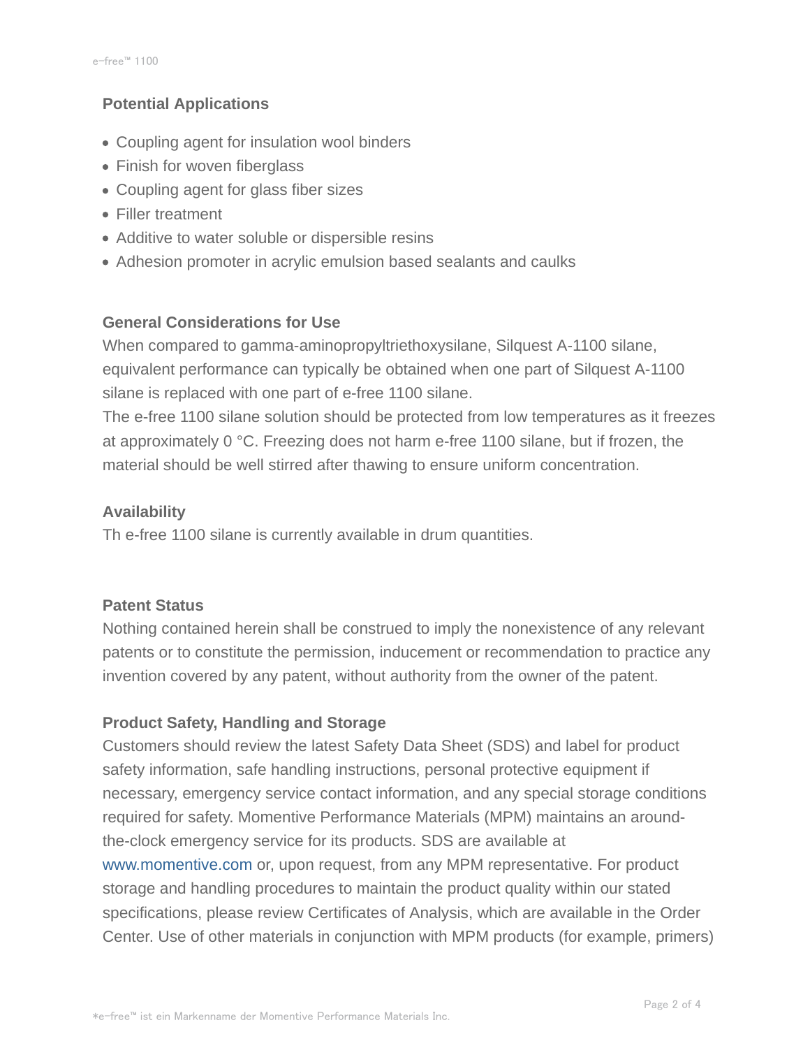## Potential Applications

- Coupling agent for insulation wool binders
- Finish for woven fiberglass
- Coupling agent for glass fiber sizes
- Filler treatment
- Additive to water soluble or dispersible resins
- Adhesion promoter in acrylic emulsion based sealants and caulks

## General Considerations for Use

When compared to gamma-aminopropyltriethoxysilane, Silquest A-1100 silane, equivalent performance can typically be obtained when one part of Silquest A-1100 silane is replaced with one part of e-free 1100 silane.

The e-free 1100 silane solution should be protected from low temperatures as it freezes at approximately 0 °C. Freezing does not harm e-free 1100 silane, but if frozen, the material should be well stirred after thawing to ensure uniform concentration.

## Availability

Th e-free 1100 silane is currently available in drum quantities.

## Patent Status

Nothing contained herein shall be construed to imply the nonexistence of any relevant patents or to constitute the permission, inducement or recommendation to practice any invention covered by any patent, without authority from the owner of the patent.

## Product Safety, Handling and Storage

Customers should review the latest Safety Data Sheet (SDS) and label for product safety information, safe handling instructions, personal protective equipment if necessary, emergency service contact information, and any special storage conditions required for safety. Momentive Performance Materials (MPM) maintains an around-the-clock emergency service for its products. SDS are available at www.momentive.com or, upon request, from any MPM representative. For product storage and handling procedures to maintain the product quality within our stated specifications, please review Certificates of Analysis, which are available in the Order Center. Use of other materials in conjunction with MPM products (for example, primers)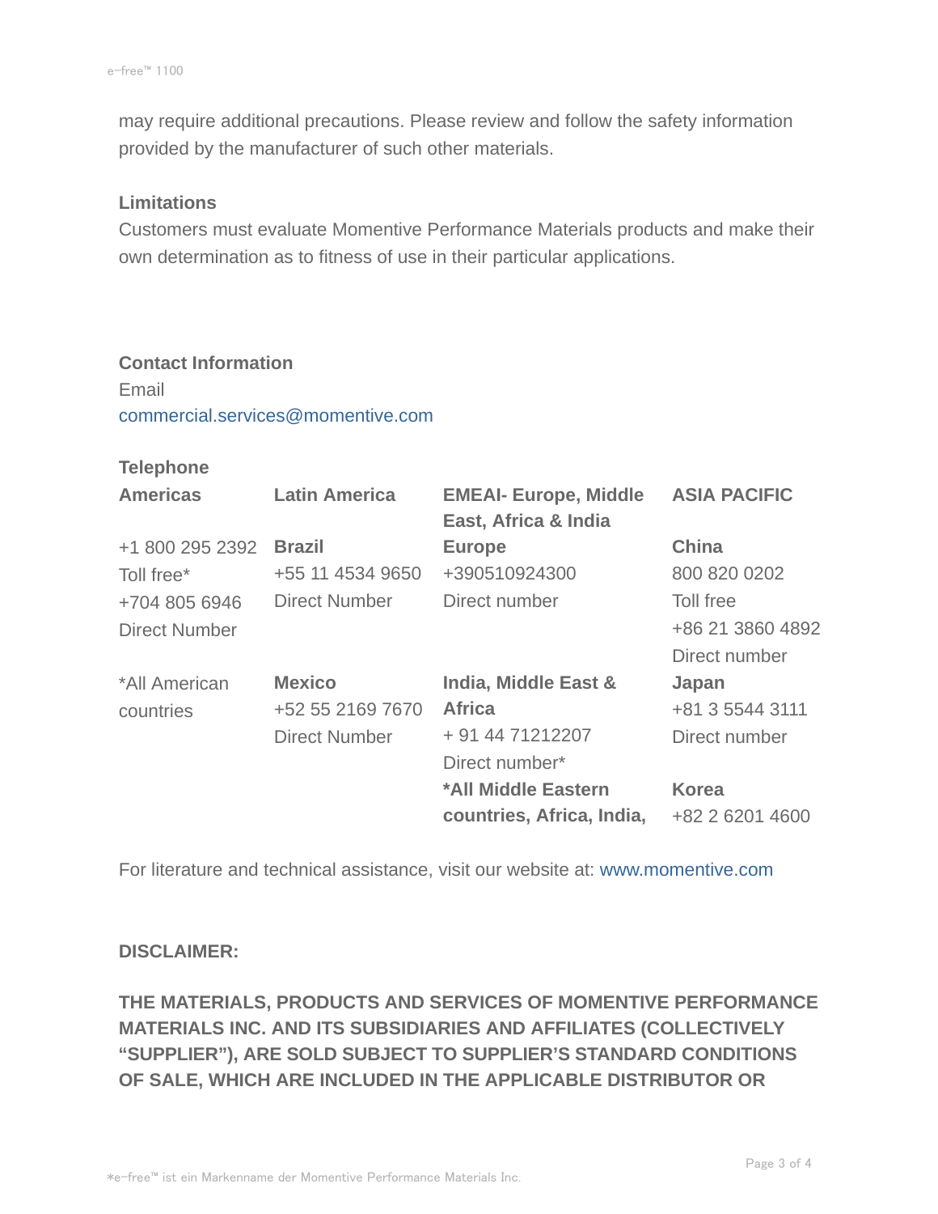may require additional precautions. Please review and follow the safety information provided by the manufacturer of such other materials.

### Limitations

Customers must evaluate Momentive Performance Materials products and make their own determination as to fitness of use in their particular applications.

### Contact Information

Email
commercial.services@momentive.com

**Telephone**

| Americas | Latin America | EMEAI- Europe, Middle East, Africa & India | ASIA PACIFIC |
|---|---|---|---|
| +1 800 295 2392<br>Toll free*<br>+704 805 6946<br>Direct Number | **Brazil**<br>+55 11 4534 9650<br>Direct Number | **Europe**<br>+390510924300<br>Direct number | **China**<br>800 820 0202<br>Toll free<br>+86 21 3860 4892<br>Direct number |
| *All American countries | **Mexico**<br>+52 55 2169 7670<br>Direct Number | **India, Middle East & Africa**<br>+ 91 44 71212207<br>Direct number* | **Japan**<br>+81 3 5544 3111<br>Direct number |
| | | **\*All Middle Eastern countries, Africa, India,** | **Korea**<br>+82 2 6201 4600 |

For literature and technical assistance, visit our website at: www.momentive.com

**DISCLAIMER:**

**THE MATERIALS, PRODUCTS AND SERVICES OF MOMENTIVE PERFORMANCE MATERIALS INC. AND ITS SUBSIDIARIES AND AFFILIATES (COLLECTIVELY "SUPPLIER"), ARE SOLD SUBJECT TO SUPPLIER'S STANDARD CONDITIONS OF SALE, WHICH ARE INCLUDED IN THE APPLICABLE DISTRIBUTOR OR**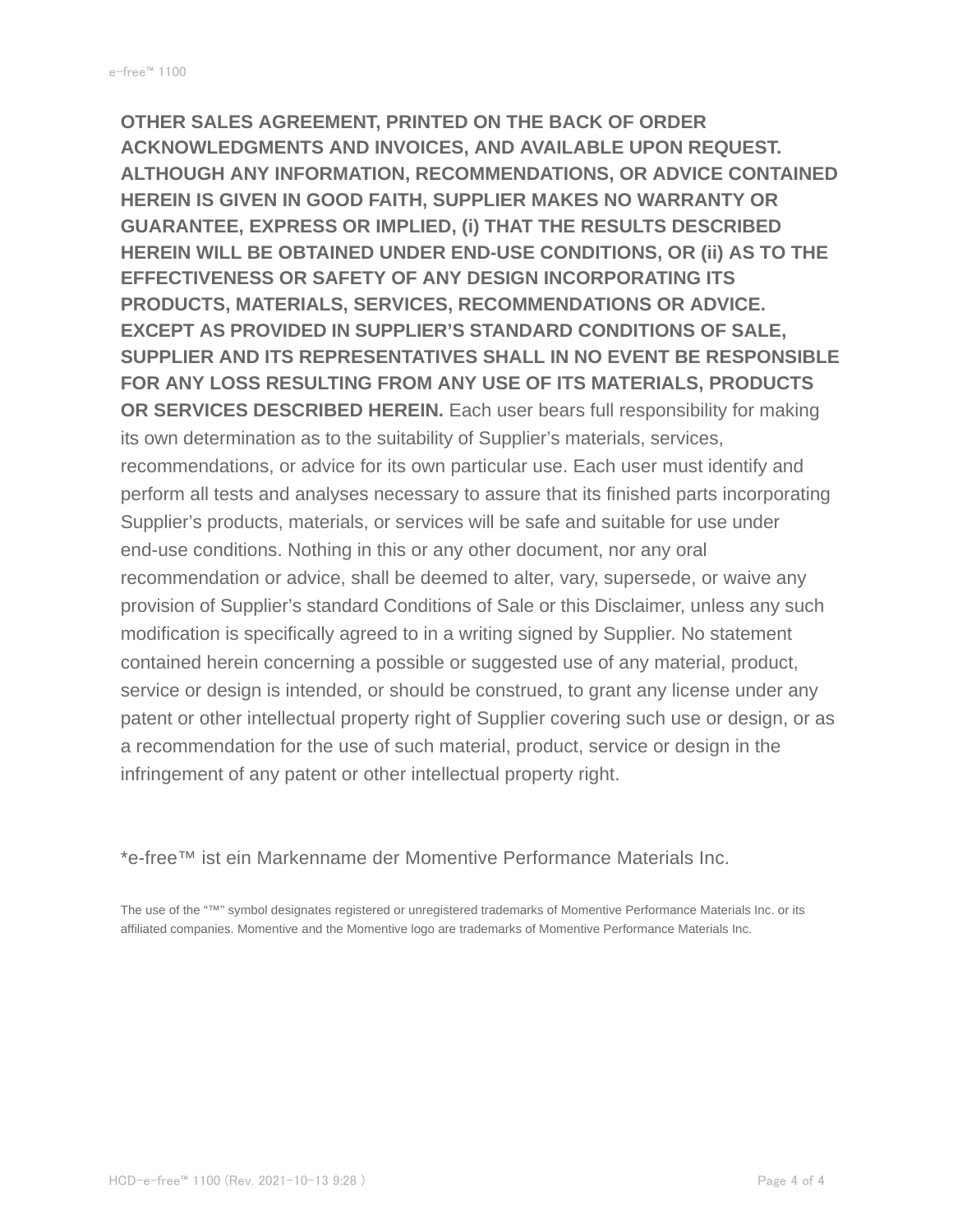**OTHER SALES AGREEMENT, PRINTED ON THE BACK OF ORDER ACKNOWLEDGMENTS AND INVOICES, AND AVAILABLE UPON REQUEST. ALTHOUGH ANY INFORMATION, RECOMMENDATIONS, OR ADVICE CONTAINED HEREIN IS GIVEN IN GOOD FAITH, SUPPLIER MAKES NO WARRANTY OR GUARANTEE, EXPRESS OR IMPLIED, (i) THAT THE RESULTS DESCRIBED HEREIN WILL BE OBTAINED UNDER END-USE CONDITIONS, OR (ii) AS TO THE EFFECTIVENESS OR SAFETY OF ANY DESIGN INCORPORATING ITS PRODUCTS, MATERIALS, SERVICES, RECOMMENDATIONS OR ADVICE. EXCEPT AS PROVIDED IN SUPPLIER'S STANDARD CONDITIONS OF SALE, SUPPLIER AND ITS REPRESENTATIVES SHALL IN NO EVENT BE RESPONSIBLE FOR ANY LOSS RESULTING FROM ANY USE OF ITS MATERIALS, PRODUCTS OR SERVICES DESCRIBED HEREIN.** Each user bears full responsibility for making its own determination as to the suitability of Supplier's materials, services, recommendations, or advice for its own particular use. Each user must identify and perform all tests and analyses necessary to assure that its finished parts incorporating Supplier's products, materials, or services will be safe and suitable for use under end-use conditions. Nothing in this or any other document, nor any oral recommendation or advice, shall be deemed to alter, vary, supersede, or waive any provision of Supplier's standard Conditions of Sale or this Disclaimer, unless any such modification is specifically agreed to in a writing signed by Supplier. No statement contained herein concerning a possible or suggested use of any material, product, service or design is intended, or should be construed, to grant any license under any patent or other intellectual property right of Supplier covering such use or design, or as a recommendation for the use of such material, product, service or design in the infringement of any patent or other intellectual property right.

*e-free™ ist ein Markenname der Momentive Performance Materials Inc.

The use of the "™" symbol designates registered or unregistered trademarks of Momentive Performance Materials Inc. or its affiliated companies. Momentive and the Momentive logo are trademarks of Momentive Performance Materials Inc.